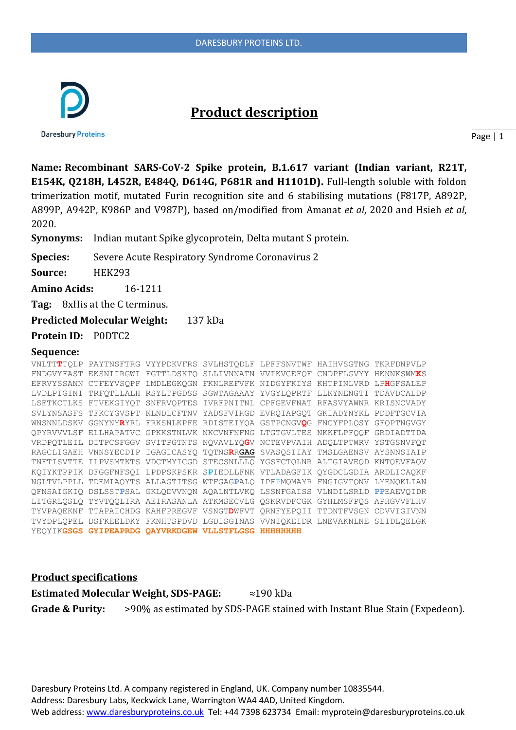# Product description

**Name: Recombinant SARS-CoV-2 Spike protein, B.1.617 variant (Indian variant, R21T, E154K, Q218H, L452R, E484Q, D614G, P681R and H1101D).** Full-length soluble with foldon trimerization motif, mutated Furin recognition site and 6 stabilising mutations (F817P, A892P, A899P, A942P, K986P and V987P), based on/modified from Amanat *et al*, 2020 and Hsieh *et al*, 2020.

**Synonyms:** Indian mutant Spike glycoprotein, Delta mutant S protein.

**Species:** Severe Acute Respiratory Syndrome Coronavirus 2

**Source:** HEK293

**Amino Acids:** 16-1211

**Tag:** 8xHis at the C terminus.

**Predicted Molecular Weight:** 137 kDa

**Protein ID:** P0DTC2

**Sequence:**

```
VNLTTTTQLP PAYTNSFTRG VYYPDKVFRS SVLHSTQDLF LPFFSNVTWF HAIHVSGTNG TKRFDNPVLP
FNDGVYFAST EKSNIIRGWI FGTTLDSKTQ SLLIVNNATN VVIKVCEFQF CNDPFLGVYY HKNNKSWMKS
EFRVYSSANN CTFEYVSQPF LMDLEGKQGN FKNLREFVFK NIDGYFKIYS KHTPINLVRD LPHGFSALEP
LVDLPIGINI TRFQTLLALH RSYLTPGDSS SGWTAGAAAY YVGYLQPRTF LLKYNENGTI TDAVDCALDP
LSETKCTLKS FTVEKGIYQT SNFRVQPTES IVRFPNITNL CPFGEVFNAT RFASVYAWNR KRISNCVADY
SVLYNSASFS TFKCYGVSPT KLNDLCFTNV YADSFVIRGD EVRQIAPGQT GKIADYNYKL PDDFTGCVIA
WNSNNLDSKV GGNYNYRYRL FRKSNLKPFE RDISTEIYQA GSTPCNGVQG FNCYFPLQSY GFQPTNGVGY
QPYRVVVLSF ELLHAPATVC GPKKSTNLVK NKCVNFNFNG LTGTGVLTES NKKFLPFQQF GRDIADTTDA
VRDPQTLEIL DITPCSFGGV SVITPGTNTS NQVAVLYQGV NCTEVPVAIH ADQLTPTWRV YSTGSNVFQT
RAGCLIGAEH VNNSYECDIP IGAGICASYQ TQTNSRRGAG SVASQSIIAY TMSLGAENSV AYSNNSIAIP
TNFTISVTTE ILPVSMTKTS VDCTMYICGD STECSNLLLQ YGSFCTQLNR ALTGIAVEQD KNTQEVFAQV
KQIYKTPPIK DFGGFNFSQI LPDPSKPSKR SPIEDLLFNK VTLADAGFIK QYGDCLGDIA ARDLICAQKF
NGLTVLPPLL TDEMIAQYTS ALLAGTITSG WTFGAGPALQ IPFPMQMAYR FNGIGVTQNV LYENQKLIAN
QFNSAIGKIQ DSLSSTPSAL GKLQDVVNQN AQALNTLVKQ LSSNFGAISS VLNDILSRLD PPEAEVQIDR
LITGRLQSLQ TYVTQQLIRA AEIRASANLA ATKMSECVLG QSKRVDFCGK GYHLMSFPQS APHGVVFLHV
TYVPAQEKNF TTAPAICHDG KAHFPREGVF VSNGTDWFVT QRNFYEPQII TTDNTFVSGN CDVVIGIVNN
TVYDPLQPEL DSFKEELDKY FKNHTSPDVD LGDISGINAS VVNIQKEIDR LNEVAKNLNE SLIDLQELGK
YEQYIKGSGS GYIPEAPRDG QAYVRKDGEW VLLSTFLGSG HHHHHHHH
```

## Product specifications

**Estimated Molecular Weight, SDS-PAGE:** ≈190 kDa

**Grade & Purity:** >90% as estimated by SDS-PAGE stained with Instant Blue Stain (Expedeon).

Daresbury Proteins Ltd. A company registered in England, UK. Company number 10835544.
Address: Daresbury Labs, Keckwick Lane, Warrington WA4 4AD, United Kingdom.
Web address: www.daresburyproteins.co.uk Tel: +44 7398 623734 Email: myprotein@daresburyproteins.co.uk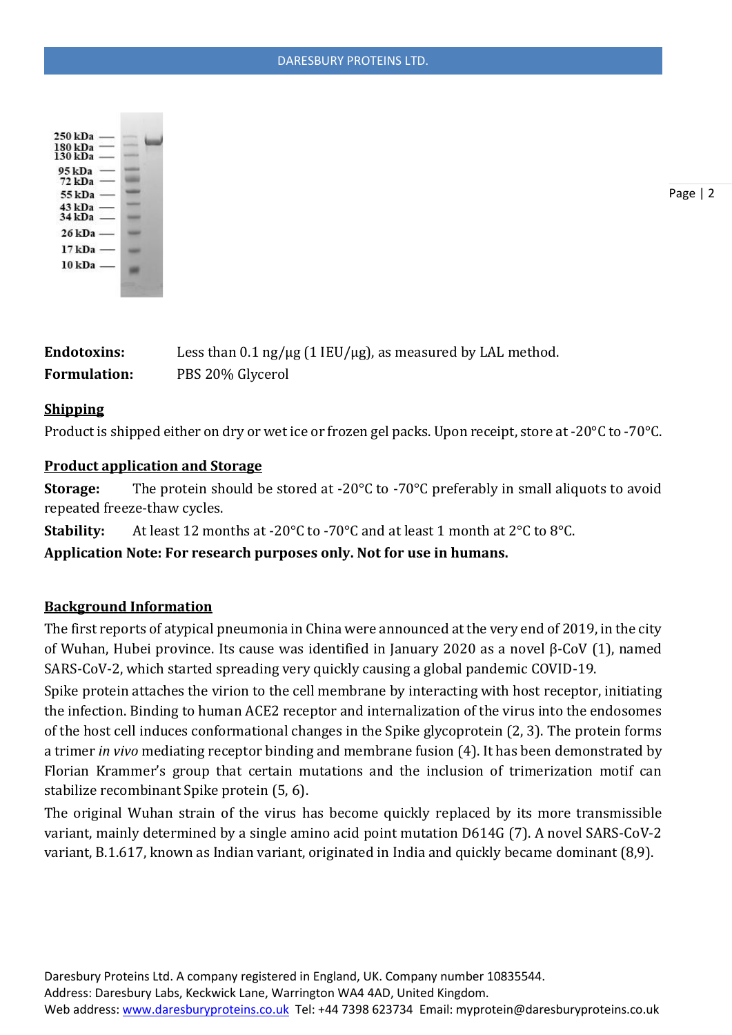| | |
|---|---|
| **Endotoxins:** | Less than 0.1 ng/µg (1 IEU/µg), as measured by LAL method. |
| **Formulation:** | PBS 20% Glycerol |

## Shipping

Product is shipped either on dry or wet ice or frozen gel packs. Upon receipt, store at -20°C to -70°C.

## Product application and Storage

**Storage:** The protein should be stored at -20°C to -70°C preferably in small aliquots to avoid repeated freeze-thaw cycles.

**Stability:** At least 12 months at -20°C to -70°C and at least 1 month at 2°C to 8°C.

**Application Note: For research purposes only. Not for use in humans.**

## Background Information

The first reports of atypical pneumonia in China were announced at the very end of 2019, in the city of Wuhan, Hubei province. Its cause was identified in January 2020 as a novel β-CoV (1), named SARS-CoV-2, which started spreading very quickly causing a global pandemic COVID-19.

Spike protein attaches the virion to the cell membrane by interacting with host receptor, initiating the infection. Binding to human ACE2 receptor and internalization of the virus into the endosomes of the host cell induces conformational changes in the Spike glycoprotein (2, 3). The protein forms a trimer *in vivo* mediating receptor binding and membrane fusion (4). It has been demonstrated by Florian Krammer's group that certain mutations and the inclusion of trimerization motif can stabilize recombinant Spike protein (5, 6).

The original Wuhan strain of the virus has become quickly replaced by its more transmissible variant, mainly determined by a single amino acid point mutation D614G (7). A novel SARS-CoV-2 variant, B.1.617, known as Indian variant, originated in India and quickly became dominant (8,9).

Daresbury Proteins Ltd. A company registered in England, UK. Company number 10835544.
Address: Daresbury Labs, Keckwick Lane, Warrington WA4 4AD, United Kingdom.
Web address: www.daresburyproteins.co.uk Tel: +44 7398 623734 Email: myprotein@daresburyproteins.co.uk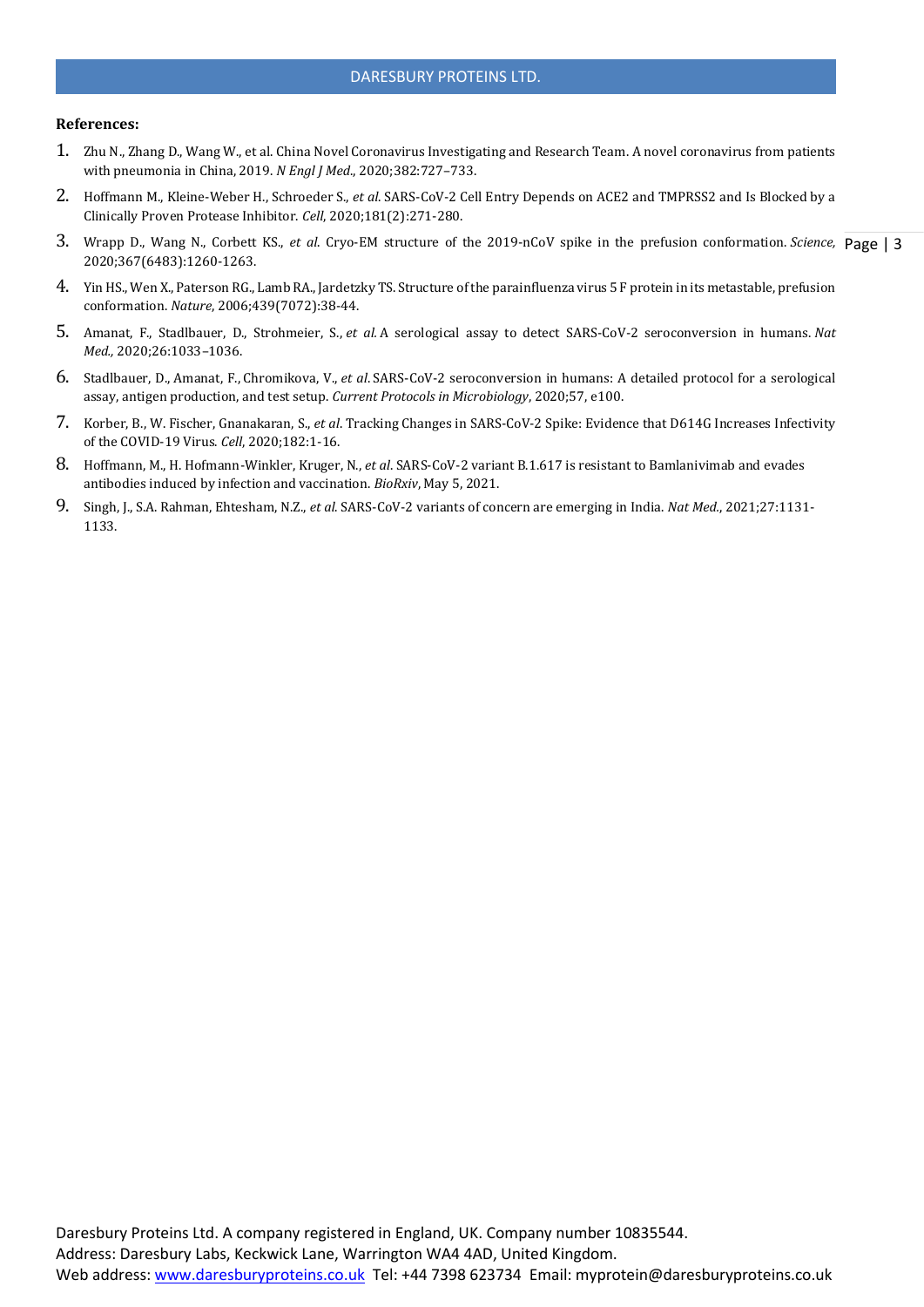**References:**

1. Zhu N., Zhang D., Wang W., et al. China Novel Coronavirus Investigating and Research Team. A novel coronavirus from patients with pneumonia in China, 2019. *N Engl J Med.*, 2020;382:727–733.
2. Hoffmann M., Kleine-Weber H., Schroeder S., *et al.* SARS-CoV-2 Cell Entry Depends on ACE2 and TMPRSS2 and Is Blocked by a Clinically Proven Protease Inhibitor. *Cell*, 2020;181(2):271-280.
3. Wrapp D., Wang N., Corbett KS., *et al.* Cryo-EM structure of the 2019-nCoV spike in the prefusion conformation. *Science*, 2020;367(6483):1260-1263.
4. Yin HS., Wen X., Paterson RG., Lamb RA., Jardetzky TS. Structure of the parainfluenza virus 5 F protein in its metastable, prefusion conformation. *Nature*, 2006;439(7072):38-44.
5. Amanat, F., Stadlbauer, D., Strohmeier, S., *et al.* A serological assay to detect SARS-CoV-2 seroconversion in humans. *Nat Med.,* 2020;26:1033–1036.
6. Stadlbauer, D., Amanat, F., Chromikova, V., *et al.* SARS-CoV-2 seroconversion in humans: A detailed protocol for a serological assay, antigen production, and test setup. *Current Protocols in Microbiology*, 2020;57, e100.
7. Korber, B., W. Fischer, Gnanakaran, S., *et al.* Tracking Changes in SARS-CoV-2 Spike: Evidence that D614G Increases Infectivity of the COVID-19 Virus. *Cell*, 2020;182:1-16.
8. Hoffmann, M., H. Hofmann-Winkler, Kruger, N., *et al.* SARS-CoV-2 variant B.1.617 is resistant to Bamlanivimab and evades antibodies induced by infection and vaccination. *BioRxiv*, May 5, 2021.
9. Singh, J., S.A. Rahman, Ehtesham, N.Z., *et al.* SARS-CoV-2 variants of concern are emerging in India. *Nat Med.*, 2021;27:1131-1133.